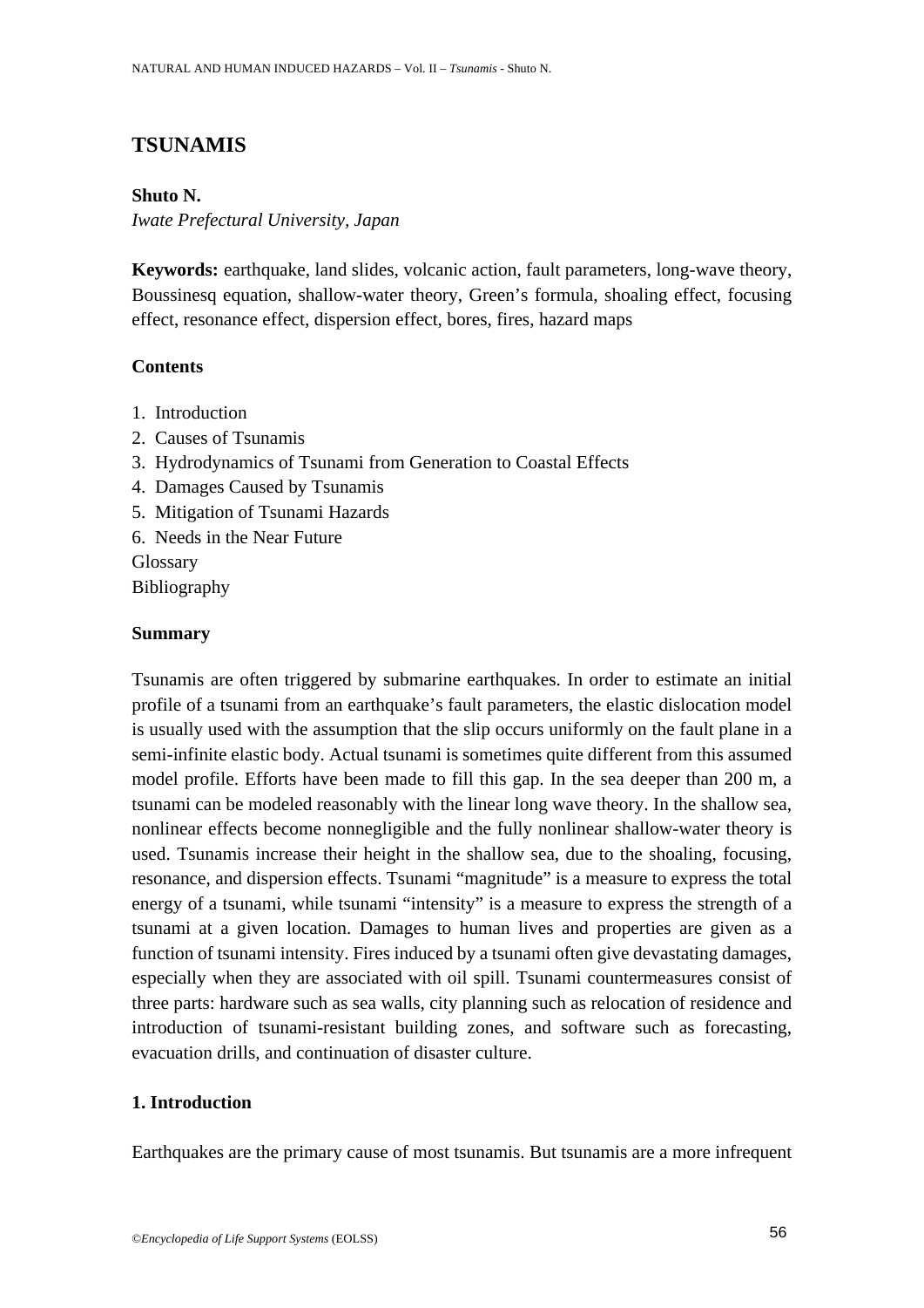# TSUNAMIS

**Shuto N.**
*Iwate Prefectural University, Japan*

**Keywords:** earthquake, land slides, volcanic action, fault parameters, long-wave theory, Boussinesq equation, shallow-water theory, Green's formula, shoaling effect, focusing effect, resonance effect, dispersion effect, bores, fires, hazard maps

**Contents**

1. Introduction
2. Causes of Tsunamis
3. Hydrodynamics of Tsunami from Generation to Coastal Effects
4. Damages Caused by Tsunamis
5. Mitigation of Tsunami Hazards
6. Needs in the Near Future

Glossary
Bibliography

**Summary**

Tsunamis are often triggered by submarine earthquakes. In order to estimate an initial profile of a tsunami from an earthquake's fault parameters, the elastic dislocation model is usually used with the assumption that the slip occurs uniformly on the fault plane in a semi-infinite elastic body. Actual tsunami is sometimes quite different from this assumed model profile. Efforts have been made to fill this gap. In the sea deeper than 200 m, a tsunami can be modeled reasonably with the linear long wave theory. In the shallow sea, nonlinear effects become nonnegligible and the fully nonlinear shallow-water theory is used. Tsunamis increase their height in the shallow sea, due to the shoaling, focusing, resonance, and dispersion effects. Tsunami "magnitude" is a measure to express the total energy of a tsunami, while tsunami "intensity" is a measure to express the strength of a tsunami at a given location. Damages to human lives and properties are given as a function of tsunami intensity. Fires induced by a tsunami often give devastating damages, especially when they are associated with oil spill. Tsunami countermeasures consist of three parts: hardware such as sea walls, city planning such as relocation of residence and introduction of tsunami-resistant building zones, and software such as forecasting, evacuation drills, and continuation of disaster culture.

## 1. Introduction

Earthquakes are the primary cause of most tsunamis. But tsunamis are a more infrequent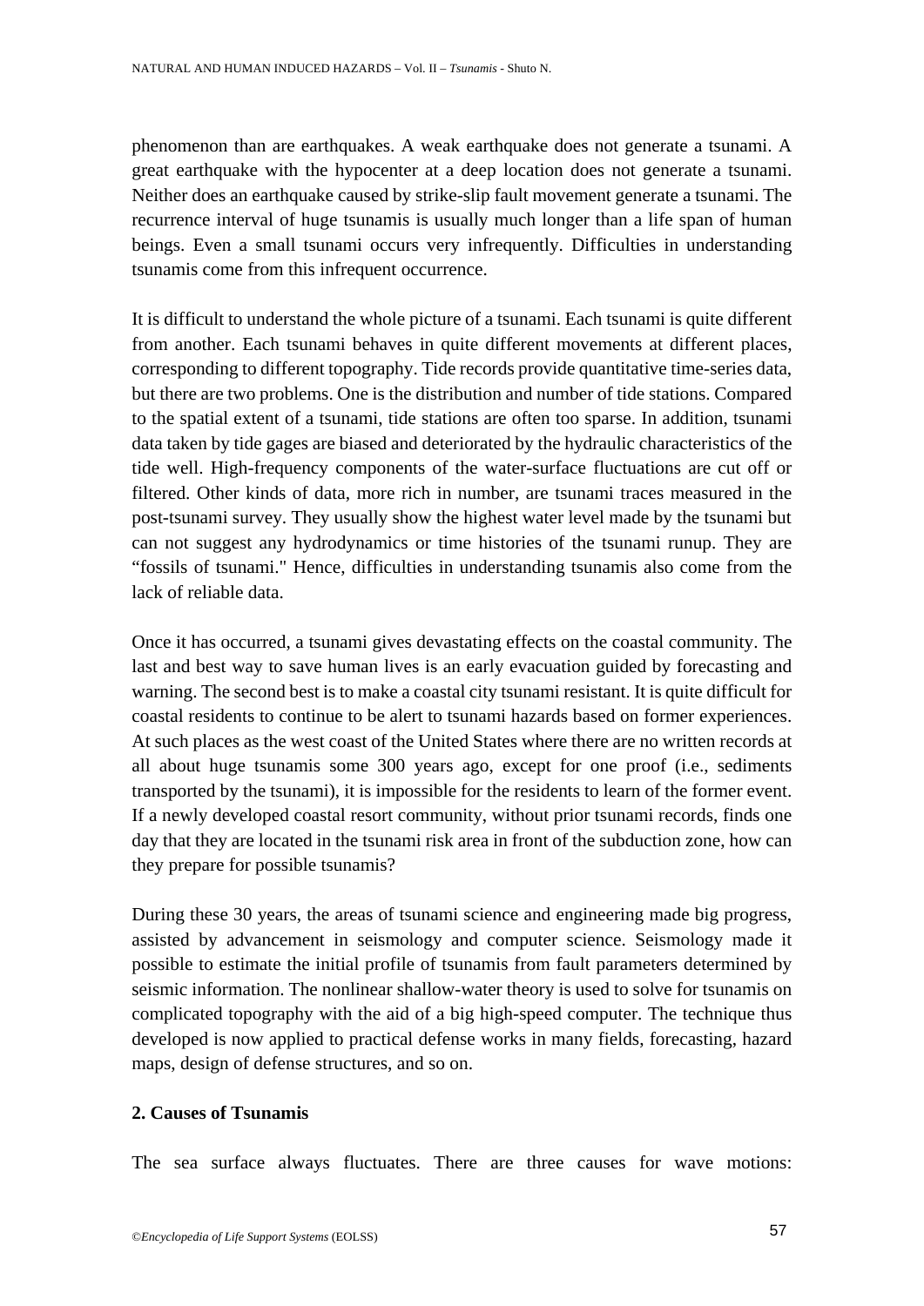phenomenon than are earthquakes. A weak earthquake does not generate a tsunami. A great earthquake with the hypocenter at a deep location does not generate a tsunami. Neither does an earthquake caused by strike-slip fault movement generate a tsunami. The recurrence interval of huge tsunamis is usually much longer than a life span of human beings. Even a small tsunami occurs very infrequently. Difficulties in understanding tsunamis come from this infrequent occurrence.

It is difficult to understand the whole picture of a tsunami. Each tsunami is quite different from another. Each tsunami behaves in quite different movements at different places, corresponding to different topography. Tide records provide quantitative time-series data, but there are two problems. One is the distribution and number of tide stations. Compared to the spatial extent of a tsunami, tide stations are often too sparse. In addition, tsunami data taken by tide gages are biased and deteriorated by the hydraulic characteristics of the tide well. High-frequency components of the water-surface fluctuations are cut off or filtered. Other kinds of data, more rich in number, are tsunami traces measured in the post-tsunami survey. They usually show the highest water level made by the tsunami but can not suggest any hydrodynamics or time histories of the tsunami runup. They are "fossils of tsunami." Hence, difficulties in understanding tsunamis also come from the lack of reliable data.

Once it has occurred, a tsunami gives devastating effects on the coastal community. The last and best way to save human lives is an early evacuation guided by forecasting and warning. The second best is to make a coastal city tsunami resistant. It is quite difficult for coastal residents to continue to be alert to tsunami hazards based on former experiences. At such places as the west coast of the United States where there are no written records at all about huge tsunamis some 300 years ago, except for one proof (i.e., sediments transported by the tsunami), it is impossible for the residents to learn of the former event. If a newly developed coastal resort community, without prior tsunami records, finds one day that they are located in the tsunami risk area in front of the subduction zone, how can they prepare for possible tsunamis?

During these 30 years, the areas of tsunami science and engineering made big progress, assisted by advancement in seismology and computer science. Seismology made it possible to estimate the initial profile of tsunamis from fault parameters determined by seismic information. The nonlinear shallow-water theory is used to solve for tsunamis on complicated topography with the aid of a big high-speed computer. The technique thus developed is now applied to practical defense works in many fields, forecasting, hazard maps, design of defense structures, and so on.

## 2. Causes of Tsunamis

The sea surface always fluctuates. There are three causes for wave motions: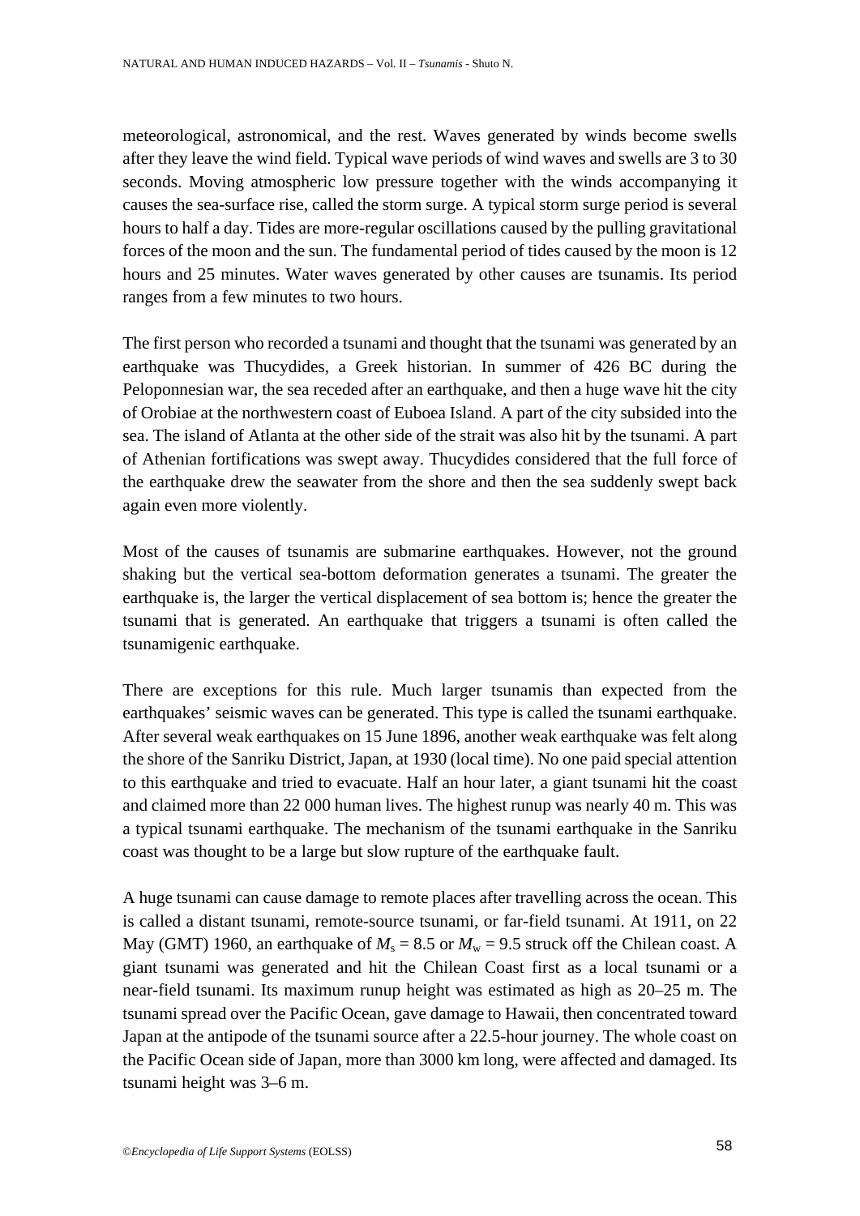meteorological, astronomical, and the rest. Waves generated by winds become swells after they leave the wind field. Typical wave periods of wind waves and swells are 3 to 30 seconds. Moving atmospheric low pressure together with the winds accompanying it causes the sea-surface rise, called the storm surge. A typical storm surge period is several hours to half a day. Tides are more-regular oscillations caused by the pulling gravitational forces of the moon and the sun. The fundamental period of tides caused by the moon is 12 hours and 25 minutes. Water waves generated by other causes are tsunamis. Its period ranges from a few minutes to two hours.

The first person who recorded a tsunami and thought that the tsunami was generated by an earthquake was Thucydides, a Greek historian. In summer of 426 BC during the Peloponnesian war, the sea receded after an earthquake, and then a huge wave hit the city of Orobiae at the northwestern coast of Euboea Island. A part of the city subsided into the sea. The island of Atlanta at the other side of the strait was also hit by the tsunami. A part of Athenian fortifications was swept away. Thucydides considered that the full force of the earthquake drew the seawater from the shore and then the sea suddenly swept back again even more violently.

Most of the causes of tsunamis are submarine earthquakes. However, not the ground shaking but the vertical sea-bottom deformation generates a tsunami. The greater the earthquake is, the larger the vertical displacement of sea bottom is; hence the greater the tsunami that is generated. An earthquake that triggers a tsunami is often called the tsunamigenic earthquake.

There are exceptions for this rule. Much larger tsunamis than expected from the earthquakes' seismic waves can be generated. This type is called the tsunami earthquake. After several weak earthquakes on 15 June 1896, another weak earthquake was felt along the shore of the Sanriku District, Japan, at 1930 (local time). No one paid special attention to this earthquake and tried to evacuate. Half an hour later, a giant tsunami hit the coast and claimed more than 22 000 human lives. The highest runup was nearly 40 m. This was a typical tsunami earthquake. The mechanism of the tsunami earthquake in the Sanriku coast was thought to be a large but slow rupture of the earthquake fault.

A huge tsunami can cause damage to remote places after travelling across the ocean. This is called a distant tsunami, remote-source tsunami, or far-field tsunami. At 1911, on 22 May (GMT) 1960, an earthquake of $M_s = 8.5$ or $M_w = 9.5$ struck off the Chilean coast. A giant tsunami was generated and hit the Chilean Coast first as a local tsunami or a near-field tsunami. Its maximum runup height was estimated as high as 20–25 m. The tsunami spread over the Pacific Ocean, gave damage to Hawaii, then concentrated toward Japan at the antipode of the tsunami source after a 22.5-hour journey. The whole coast on the Pacific Ocean side of Japan, more than 3000 km long, were affected and damaged. Its tsunami height was 3–6 m.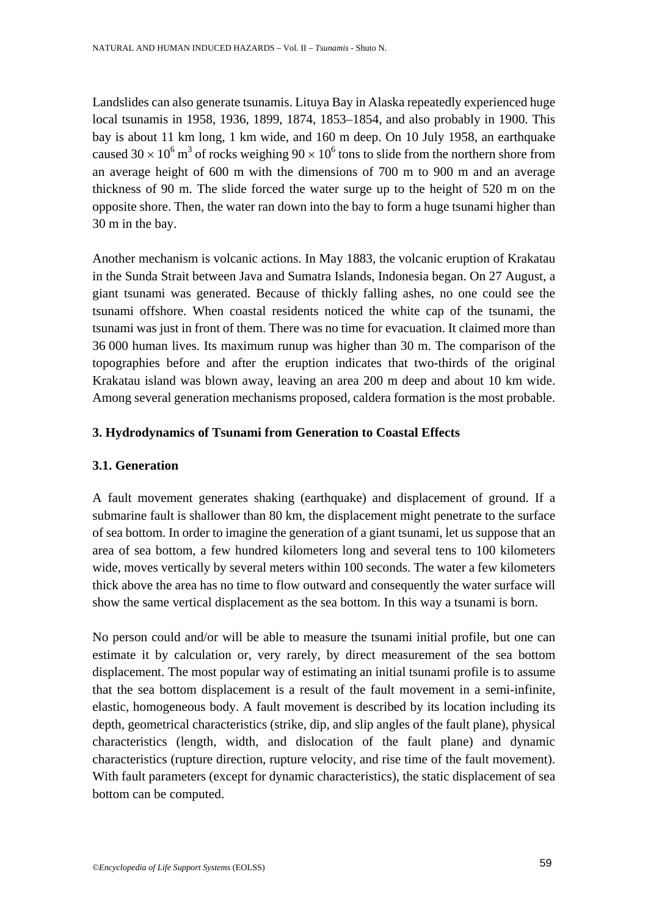Landslides can also generate tsunamis. Lituya Bay in Alaska repeatedly experienced huge local tsunamis in 1958, 1936, 1899, 1874, 1853–1854, and also probably in 1900. This bay is about 11 km long, 1 km wide, and 160 m deep. On 10 July 1958, an earthquake caused $30 \times 10^6$ m$^3$ of rocks weighing $90 \times 10^6$ tons to slide from the northern shore from an average height of 600 m with the dimensions of 700 m to 900 m and an average thickness of 90 m. The slide forced the water surge up to the height of 520 m on the opposite shore. Then, the water ran down into the bay to form a huge tsunami higher than 30 m in the bay.

Another mechanism is volcanic actions. In May 1883, the volcanic eruption of Krakatau in the Sunda Strait between Java and Sumatra Islands, Indonesia began. On 27 August, a giant tsunami was generated. Because of thickly falling ashes, no one could see the tsunami offshore. When coastal residents noticed the white cap of the tsunami, the tsunami was just in front of them. There was no time for evacuation. It claimed more than 36 000 human lives. Its maximum runup was higher than 30 m. The comparison of the topographies before and after the eruption indicates that two-thirds of the original Krakatau island was blown away, leaving an area 200 m deep and about 10 km wide. Among several generation mechanisms proposed, caldera formation is the most probable.

## 3. Hydrodynamics of Tsunami from Generation to Coastal Effects

### 3.1. Generation

A fault movement generates shaking (earthquake) and displacement of ground. If a submarine fault is shallower than 80 km, the displacement might penetrate to the surface of sea bottom. In order to imagine the generation of a giant tsunami, let us suppose that an area of sea bottom, a few hundred kilometers long and several tens to 100 kilometers wide, moves vertically by several meters within 100 seconds. The water a few kilometers thick above the area has no time to flow outward and consequently the water surface will show the same vertical displacement as the sea bottom. In this way a tsunami is born.

No person could and/or will be able to measure the tsunami initial profile, but one can estimate it by calculation or, very rarely, by direct measurement of the sea bottom displacement. The most popular way of estimating an initial tsunami profile is to assume that the sea bottom displacement is a result of the fault movement in a semi-infinite, elastic, homogeneous body. A fault movement is described by its location including its depth, geometrical characteristics (strike, dip, and slip angles of the fault plane), physical characteristics (length, width, and dislocation of the fault plane) and dynamic characteristics (rupture direction, rupture velocity, and rise time of the fault movement). With fault parameters (except for dynamic characteristics), the static displacement of sea bottom can be computed.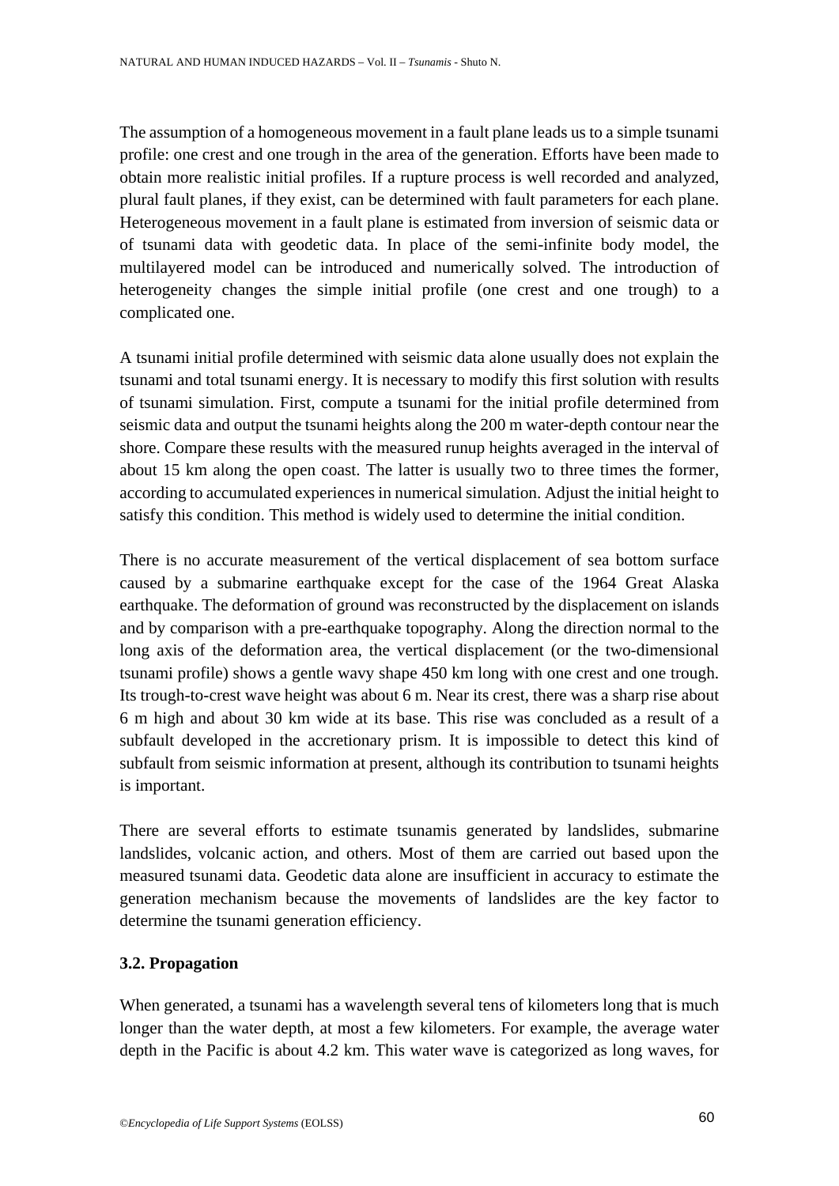The assumption of a homogeneous movement in a fault plane leads us to a simple tsunami profile: one crest and one trough in the area of the generation. Efforts have been made to obtain more realistic initial profiles. If a rupture process is well recorded and analyzed, plural fault planes, if they exist, can be determined with fault parameters for each plane. Heterogeneous movement in a fault plane is estimated from inversion of seismic data or of tsunami data with geodetic data. In place of the semi-infinite body model, the multilayered model can be introduced and numerically solved. The introduction of heterogeneity changes the simple initial profile (one crest and one trough) to a complicated one.

A tsunami initial profile determined with seismic data alone usually does not explain the tsunami and total tsunami energy. It is necessary to modify this first solution with results of tsunami simulation. First, compute a tsunami for the initial profile determined from seismic data and output the tsunami heights along the 200 m water-depth contour near the shore. Compare these results with the measured runup heights averaged in the interval of about 15 km along the open coast. The latter is usually two to three times the former, according to accumulated experiences in numerical simulation. Adjust the initial height to satisfy this condition. This method is widely used to determine the initial condition.

There is no accurate measurement of the vertical displacement of sea bottom surface caused by a submarine earthquake except for the case of the 1964 Great Alaska earthquake. The deformation of ground was reconstructed by the displacement on islands and by comparison with a pre-earthquake topography. Along the direction normal to the long axis of the deformation area, the vertical displacement (or the two-dimensional tsunami profile) shows a gentle wavy shape 450 km long with one crest and one trough. Its trough-to-crest wave height was about 6 m. Near its crest, there was a sharp rise about 6 m high and about 30 km wide at its base. This rise was concluded as a result of a subfault developed in the accretionary prism. It is impossible to detect this kind of subfault from seismic information at present, although its contribution to tsunami heights is important.

There are several efforts to estimate tsunamis generated by landslides, submarine landslides, volcanic action, and others. Most of them are carried out based upon the measured tsunami data. Geodetic data alone are insufficient in accuracy to estimate the generation mechanism because the movements of landslides are the key factor to determine the tsunami generation efficiency.

### 3.2. Propagation

When generated, a tsunami has a wavelength several tens of kilometers long that is much longer than the water depth, at most a few kilometers. For example, the average water depth in the Pacific is about 4.2 km. This water wave is categorized as long waves, for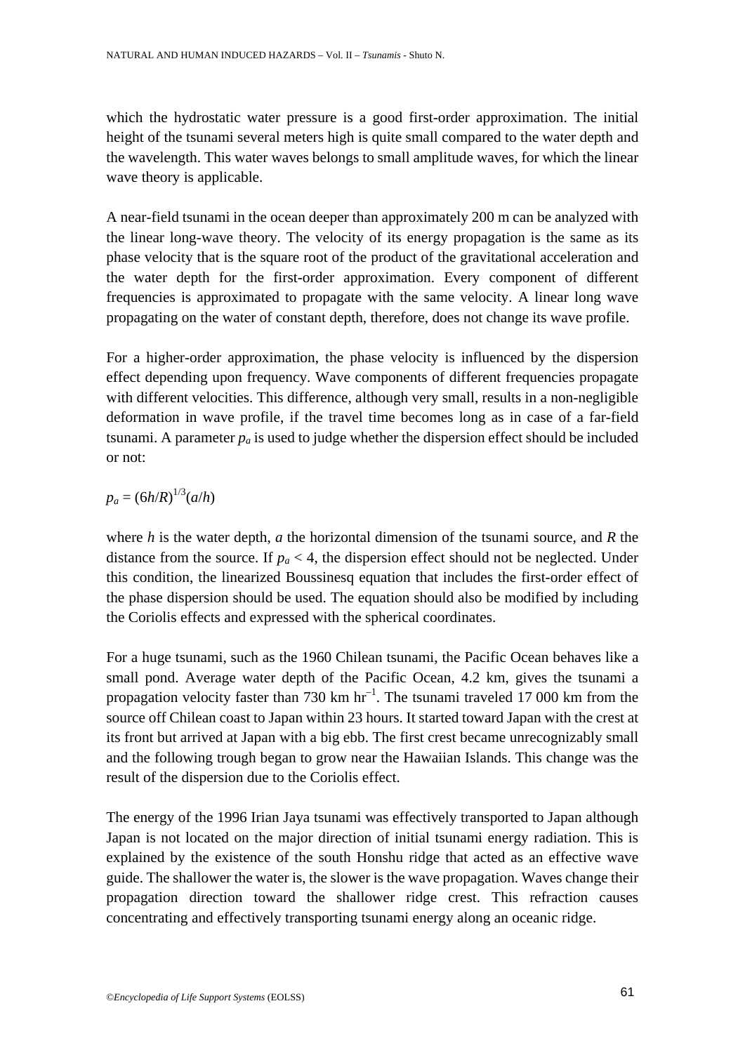which the hydrostatic water pressure is a good first-order approximation. The initial height of the tsunami several meters high is quite small compared to the water depth and the wavelength. This water waves belongs to small amplitude waves, for which the linear wave theory is applicable.

A near-field tsunami in the ocean deeper than approximately 200 m can be analyzed with the linear long-wave theory. The velocity of its energy propagation is the same as its phase velocity that is the square root of the product of the gravitational acceleration and the water depth for the first-order approximation. Every component of different frequencies is approximated to propagate with the same velocity. A linear long wave propagating on the water of constant depth, therefore, does not change its wave profile.

For a higher-order approximation, the phase velocity is influenced by the dispersion effect depending upon frequency. Wave components of different frequencies propagate with different velocities. This difference, although very small, results in a non-negligible deformation in wave profile, if the travel time becomes long as in case of a far-field tsunami. A parameter $p_a$ is used to judge whether the dispersion effect should be included or not:

$$p_a = (6h/R)^{1/3}(a/h)$$

where $h$ is the water depth, $a$ the horizontal dimension of the tsunami source, and $R$ the distance from the source. If $p_a < 4$, the dispersion effect should not be neglected. Under this condition, the linearized Boussinesq equation that includes the first-order effect of the phase dispersion should be used. The equation should also be modified by including the Coriolis effects and expressed with the spherical coordinates.

For a huge tsunami, such as the 1960 Chilean tsunami, the Pacific Ocean behaves like a small pond. Average water depth of the Pacific Ocean, 4.2 km, gives the tsunami a propagation velocity faster than 730 km hr$^{-1}$. The tsunami traveled 17 000 km from the source off Chilean coast to Japan within 23 hours. It started toward Japan with the crest at its front but arrived at Japan with a big ebb. The first crest became unrecognizably small and the following trough began to grow near the Hawaiian Islands. This change was the result of the dispersion due to the Coriolis effect.

The energy of the 1996 Irian Jaya tsunami was effectively transported to Japan although Japan is not located on the major direction of initial tsunami energy radiation. This is explained by the existence of the south Honshu ridge that acted as an effective wave guide. The shallower the water is, the slower is the wave propagation. Waves change their propagation direction toward the shallower ridge crest. This refraction causes concentrating and effectively transporting tsunami energy along an oceanic ridge.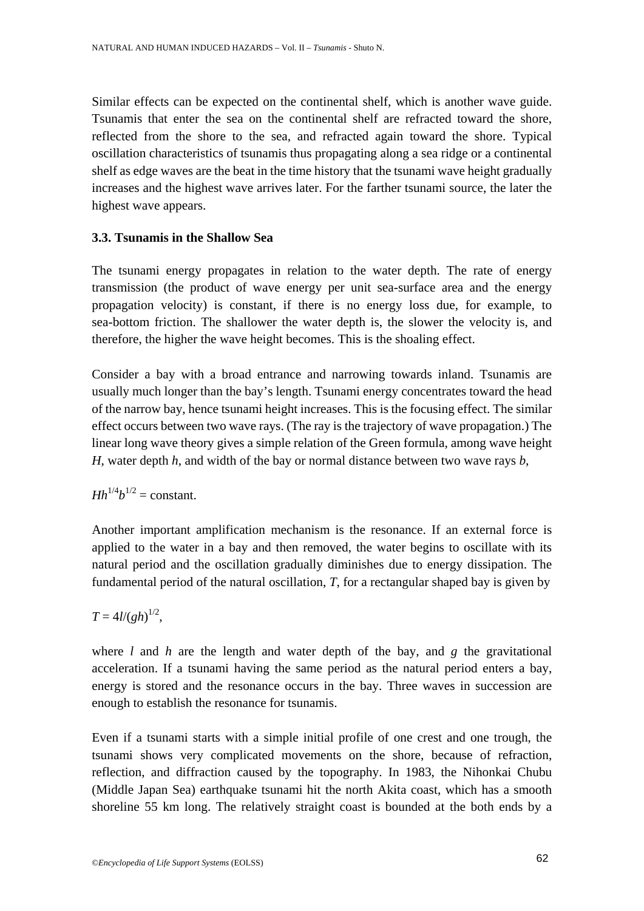Similar effects can be expected on the continental shelf, which is another wave guide. Tsunamis that enter the sea on the continental shelf are refracted toward the shore, reflected from the shore to the sea, and refracted again toward the shore. Typical oscillation characteristics of tsunamis thus propagating along a sea ridge or a continental shelf as edge waves are the beat in the time history that the tsunami wave height gradually increases and the highest wave arrives later. For the farther tsunami source, the later the highest wave appears.

### 3.3. Tsunamis in the Shallow Sea

The tsunami energy propagates in relation to the water depth. The rate of energy transmission (the product of wave energy per unit sea-surface area and the energy propagation velocity) is constant, if there is no energy loss due, for example, to sea-bottom friction. The shallower the water depth is, the slower the velocity is, and therefore, the higher the wave height becomes. This is the shoaling effect.

Consider a bay with a broad entrance and narrowing towards inland. Tsunamis are usually much longer than the bay's length. Tsunami energy concentrates toward the head of the narrow bay, hence tsunami height increases. This is the focusing effect. The similar effect occurs between two wave rays. (The ray is the trajectory of wave propagation.) The linear long wave theory gives a simple relation of the Green formula, among wave height $H$, water depth $h$, and width of the bay or normal distance between two wave rays $b$,

$$Hh^{1/4}b^{1/2} = \text{constant}.$$

Another important amplification mechanism is the resonance. If an external force is applied to the water in a bay and then removed, the water begins to oscillate with its natural period and the oscillation gradually diminishes due to energy dissipation. The fundamental period of the natural oscillation, $T$, for a rectangular shaped bay is given by

$$T = 4l/(gh)^{1/2},$$

where $l$ and $h$ are the length and water depth of the bay, and $g$ the gravitational acceleration. If a tsunami having the same period as the natural period enters a bay, energy is stored and the resonance occurs in the bay. Three waves in succession are enough to establish the resonance for tsunamis.

Even if a tsunami starts with a simple initial profile of one crest and one trough, the tsunami shows very complicated movements on the shore, because of refraction, reflection, and diffraction caused by the topography. In 1983, the Nihonkai Chubu (Middle Japan Sea) earthquake tsunami hit the north Akita coast, which has a smooth shoreline 55 km long. The relatively straight coast is bounded at the both ends by a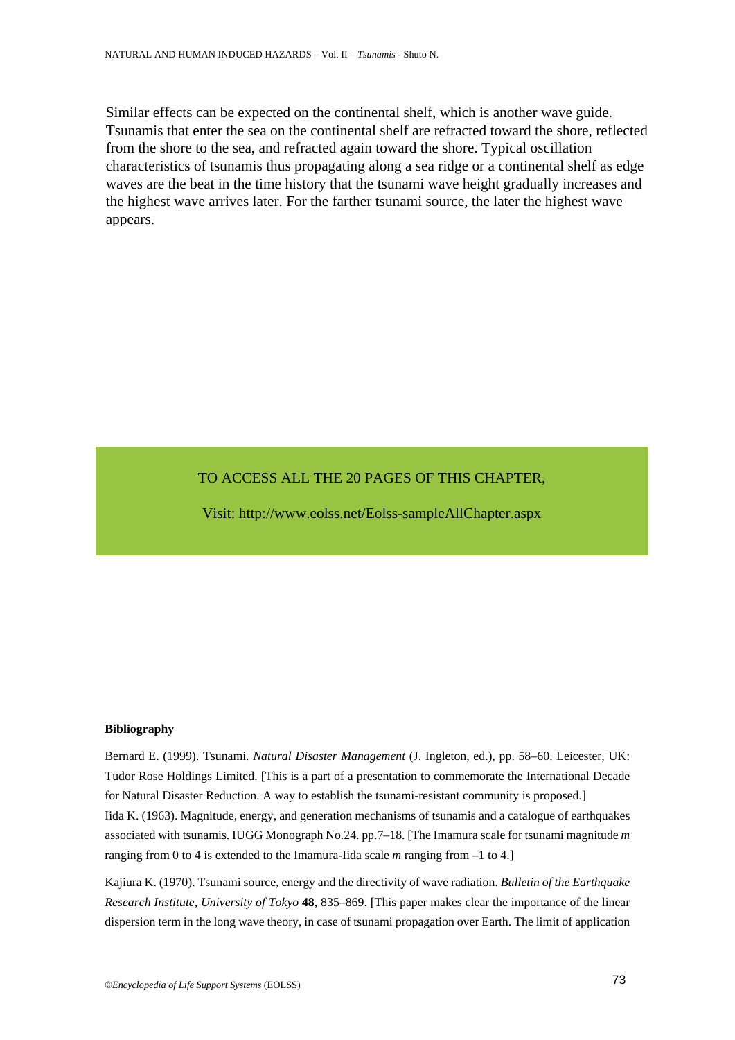Similar effects can be expected on the continental shelf, which is another wave guide. Tsunamis that enter the sea on the continental shelf are refracted toward the shore, reflected from the shore to the sea, and refracted again toward the shore. Typical oscillation characteristics of tsunamis thus propagating along a sea ridge or a continental shelf as edge waves are the beat in the time history that the tsunami wave height gradually increases and the highest wave arrives later. For the farther tsunami source, the later the highest wave appears.

TO ACCESS ALL THE 20 PAGES OF THIS CHAPTER,

Visit: http://www.eolss.net/Eolss-sampleAllChapter.aspx

**Bibliography**

Bernard E. (1999). Tsunami. *Natural Disaster Management* (J. Ingleton, ed.), pp. 58–60. Leicester, UK: Tudor Rose Holdings Limited. [This is a part of a presentation to commemorate the International Decade for Natural Disaster Reduction. A way to establish the tsunami-resistant community is proposed.]

Iida K. (1963). Magnitude, energy, and generation mechanisms of tsunamis and a catalogue of earthquakes associated with tsunamis. IUGG Monograph No.24. pp.7–18. [The Imamura scale for tsunami magnitude *m* ranging from 0 to 4 is extended to the Imamura-Iida scale *m* ranging from –1 to 4.]

Kajiura K. (1970). Tsunami source, energy and the directivity of wave radiation. *Bulletin of the Earthquake Research Institute, University of Tokyo* **48**, 835–869. [This paper makes clear the importance of the linear dispersion term in the long wave theory, in case of tsunami propagation over Earth. The limit of application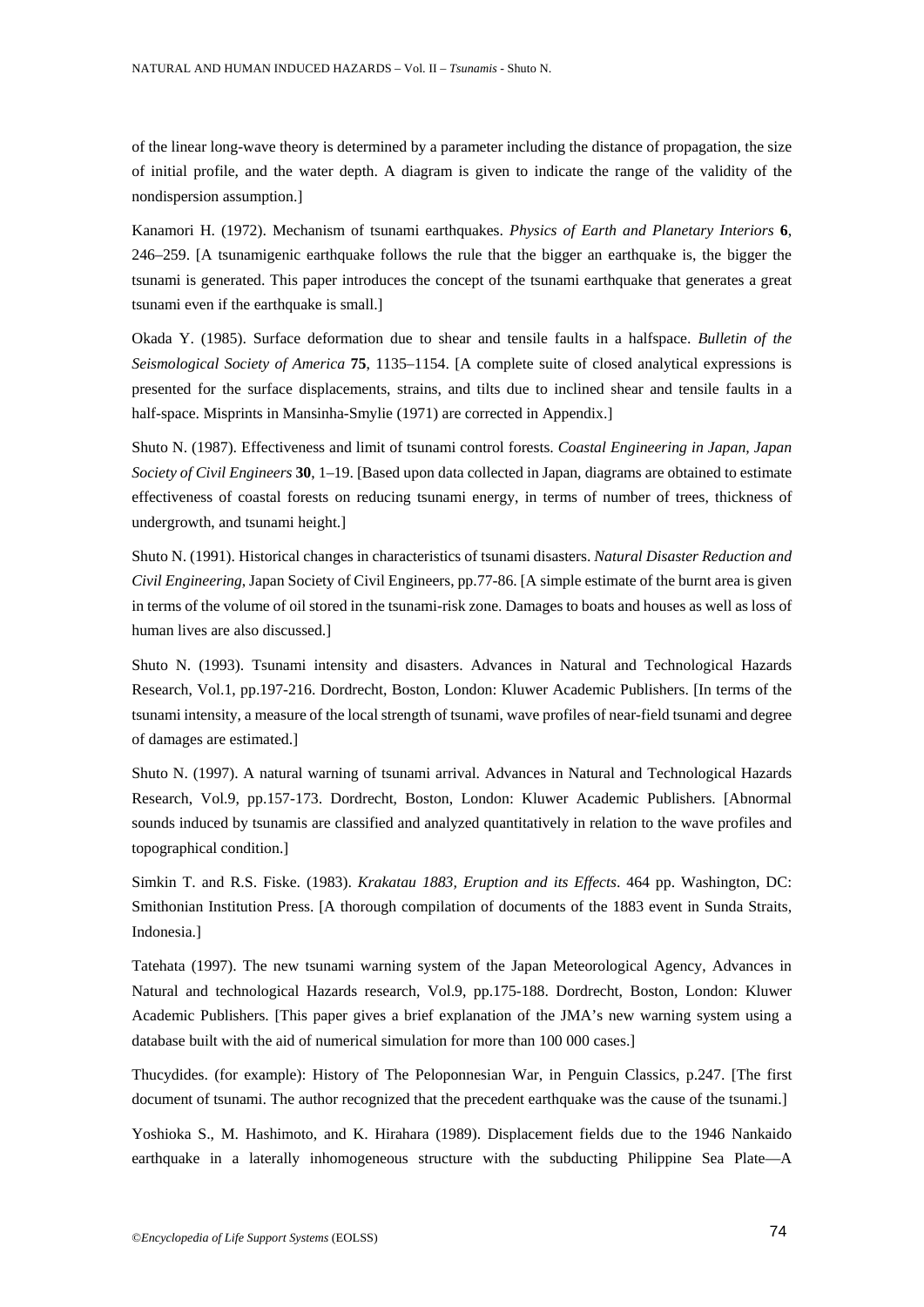of the linear long-wave theory is determined by a parameter including the distance of propagation, the size of initial profile, and the water depth. A diagram is given to indicate the range of the validity of the nondispersion assumption.]

Kanamori H. (1972). Mechanism of tsunami earthquakes. *Physics of Earth and Planetary Interiors* **6**, 246–259. [A tsunamigenic earthquake follows the rule that the bigger an earthquake is, the bigger the tsunami is generated. This paper introduces the concept of the tsunami earthquake that generates a great tsunami even if the earthquake is small.]

Okada Y. (1985). Surface deformation due to shear and tensile faults in a halfspace. *Bulletin of the Seismological Society of America* **75**, 1135–1154. [A complete suite of closed analytical expressions is presented for the surface displacements, strains, and tilts due to inclined shear and tensile faults in a half-space. Misprints in Mansinha-Smylie (1971) are corrected in Appendix.]

Shuto N. (1987). Effectiveness and limit of tsunami control forests. *Coastal Engineering in Japan, Japan Society of Civil Engineers* **30**, 1–19. [Based upon data collected in Japan, diagrams are obtained to estimate effectiveness of coastal forests on reducing tsunami energy, in terms of number of trees, thickness of undergrowth, and tsunami height.]

Shuto N. (1991). Historical changes in characteristics of tsunami disasters. *Natural Disaster Reduction and Civil Engineering*, Japan Society of Civil Engineers, pp.77-86. [A simple estimate of the burnt area is given in terms of the volume of oil stored in the tsunami-risk zone. Damages to boats and houses as well as loss of human lives are also discussed.]

Shuto N. (1993). Tsunami intensity and disasters. Advances in Natural and Technological Hazards Research, Vol.1, pp.197-216. Dordrecht, Boston, London: Kluwer Academic Publishers. [In terms of the tsunami intensity, a measure of the local strength of tsunami, wave profiles of near-field tsunami and degree of damages are estimated.]

Shuto N. (1997). A natural warning of tsunami arrival. Advances in Natural and Technological Hazards Research, Vol.9, pp.157-173. Dordrecht, Boston, London: Kluwer Academic Publishers. [Abnormal sounds induced by tsunamis are classified and analyzed quantitatively in relation to the wave profiles and topographical condition.]

Simkin T. and R.S. Fiske. (1983). *Krakatau 1883, Eruption and its Effects*. 464 pp. Washington, DC: Smithonian Institution Press. [A thorough compilation of documents of the 1883 event in Sunda Straits, Indonesia.]

Tatehata (1997). The new tsunami warning system of the Japan Meteorological Agency, Advances in Natural and technological Hazards research, Vol.9, pp.175-188. Dordrecht, Boston, London: Kluwer Academic Publishers. [This paper gives a brief explanation of the JMA's new warning system using a database built with the aid of numerical simulation for more than 100 000 cases.]

Thucydides. (for example): History of The Peloponnesian War, in Penguin Classics, p.247. [The first document of tsunami. The author recognized that the precedent earthquake was the cause of the tsunami.]

Yoshioka S., M. Hashimoto, and K. Hirahara (1989). Displacement fields due to the 1946 Nankaido earthquake in a laterally inhomogeneous structure with the subducting Philippine Sea Plate—A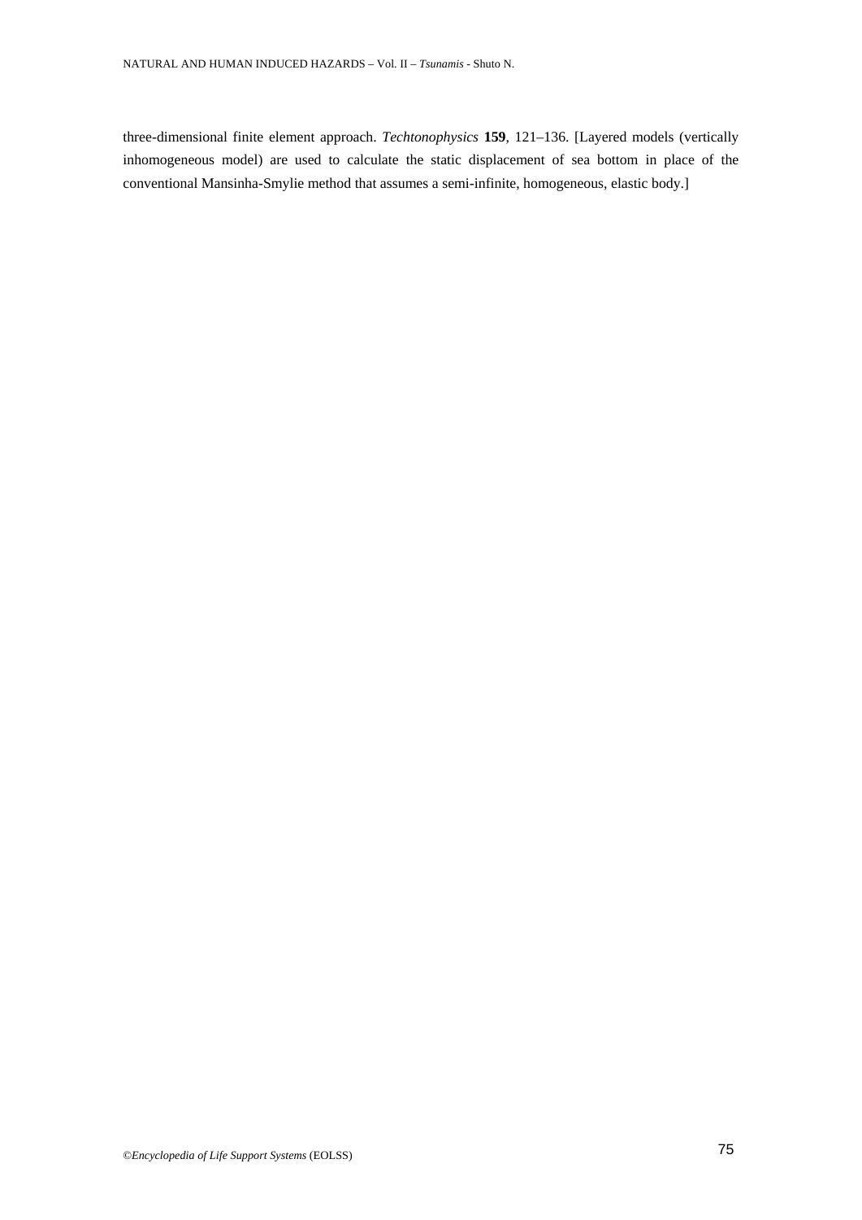three-dimensional finite element approach. *Techtonophysics* **159**, 121–136. [Layered models (vertically inhomogeneous model) are used to calculate the static displacement of sea bottom in place of the conventional Mansinha-Smylie method that assumes a semi-infinite, homogeneous, elastic body.]